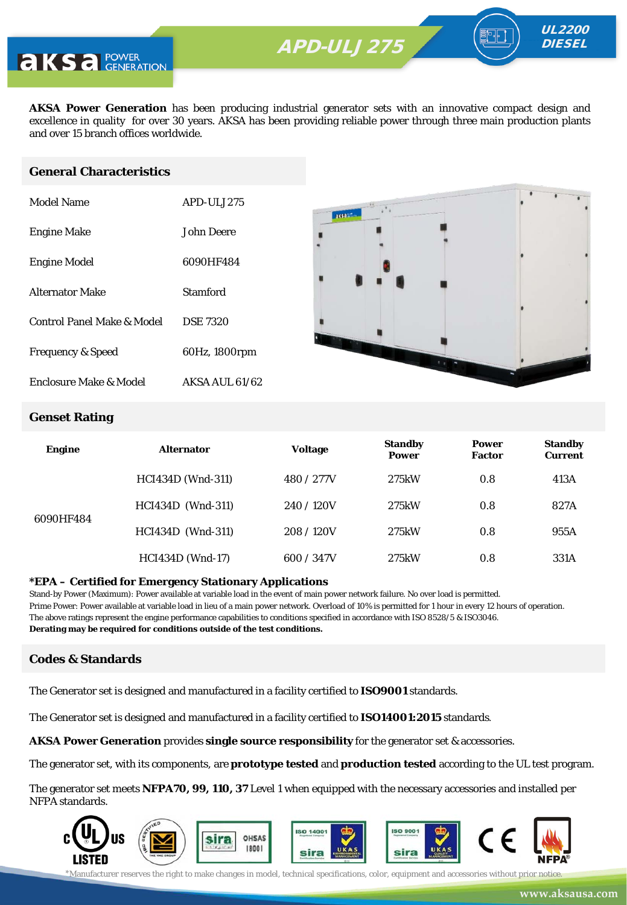# APD-ULJ 275

**UL2200 DIESEL**

**AKSA Power Generation** has been producing industrial generator sets with an innovative compact design and excellence in quality for over 30 years. AKSA has been providing reliable power through three main production plants and over 15 branch offices worldwide.

## General Characteristics

| | |
|---|---|
| Model Name | APD-ULJ 275 |
| Engine Make | John Deere |
| Engine Model | 6090HF484 |
| Alternator Make | Stamford |
| Control Panel Make & Model | DSE 7320 |
| Frequency & Speed | 60Hz, 1800rpm |
| Enclosure Make & Model | AKSA AUL 61/62 |

## Genset Rating

| Engine | Alternator | Voltage | Standby Power | Power Factor | Standby Current |
|---|---|---|---|---|---|
| 6090HF484 | HCI434D (Wnd-311) | 480 / 277V | 275kW | 0.8 | 413A |
| | HCI434D (Wnd-311) | 240 / 120V | 275kW | 0.8 | 827A |
| | HCI434D (Wnd-311) | 208 / 120V | 275kW | 0.8 | 955A |
| | HCI434D (Wnd-17) | 600 / 347V | 275kW | 0.8 | 331A |

**\*EPA – Certified for Emergency Stationary Applications**

Stand-by Power (Maximum): Power available at variable load in the event of main power network failure. No over load is permitted.
Prime Power: Power available at variable load in lieu of a main power network. Overload of 10% is permitted for 1 hour in every 12 hours of operation.
The above ratings represent the engine performance capabilities to conditions specified in accordance with ISO 8528/5 & ISO3046.
**Derating may be required for conditions outside of the test conditions.**

## Codes & Standards

The Generator set is designed and manufactured in a facility certified to **ISO9001** standards.

The Generator set is designed and manufactured in a facility certified to **ISO14001:2015** standards.

**AKSA Power Generation** provides **single source responsibility** for the generator set & accessories.

The generator set, with its components, are **prototype tested** and **production tested** according to the UL test program.

The generator set meets **NFPA70, 99, 110, 37** Level 1 when equipped with the necessary accessories and installed per NFPA standards.

*Manufacturer reserves the right to make changes in model, technical specifications, color, equipment and accessories without prior notice.

www.aksausa.com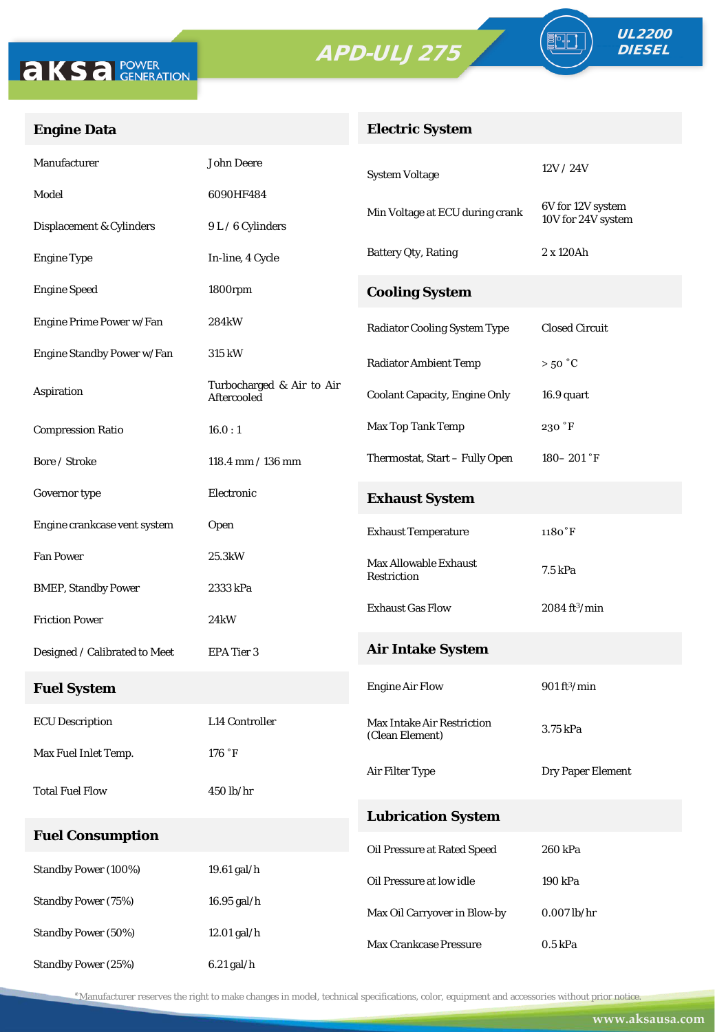# APD-ULJ 275

UL2200 DIESEL

## Engine Data

| | |
|---|---|
| Manufacturer | John Deere |
| Model | 6090HF484 |
| Displacement & Cylinders | 9 L / 6 Cylinders |
| Engine Type | In-line, 4 Cycle |
| Engine Speed | 1800rpm |
| Engine Prime Power w/Fan | 284kW |
| Engine Standby Power w/Fan | 315 kW |
| Aspiration | Turbocharged & Air to Air Aftercooled |
| Compression Ratio | 16.0 : 1 |
| Bore / Stroke | 118.4 mm / 136 mm |
| Governor type | Electronic |
| Engine crankcase vent system | Open |
| Fan Power | 25.3kW |
| BMEP, Standby Power | 2333 kPa |
| Friction Power | 24kW |
| Designed / Calibrated to Meet | EPA Tier 3 |

## Fuel System

| | |
|---|---|
| ECU Description | L14 Controller |
| Max Fuel Inlet Temp. | 176 ˚F |
| Total Fuel Flow | 450 lb/hr |

## Fuel Consumption

| | |
|---|---|
| Standby Power (100%) | 19.61 gal/h |
| Standby Power (75%) | 16.95 gal/h |
| Standby Power (50%) | 12.01 gal/h |
| Standby Power (25%) | 6.21 gal/h |

## Electric System

| | |
|---|---|
| System Voltage | 12V / 24V |
| Min Voltage at ECU during crank | 6V for 12V system<br>10V for 24V system |
| Battery Qty, Rating | 2 x 120Ah |

## Cooling System

| | |
|---|---|
| Radiator Cooling System Type | Closed Circuit |
| Radiator Ambient Temp | > 50 ˚C |
| Coolant Capacity, Engine Only | 16.9 quart |
| Max Top Tank Temp | 230 ˚F |
| Thermostat, Start – Fully Open | 180– 201 ˚F |

## Exhaust System

| | |
|---|---|
| Exhaust Temperature | 1180˚F |
| Max Allowable Exhaust Restriction | 7.5 kPa |
| Exhaust Gas Flow | 2084 ft³/min |

## Air Intake System

| | |
|---|---|
| Engine Air Flow | 901 ft³/min |
| Max Intake Air Restriction (Clean Element) | 3.75 kPa |
| Air Filter Type | Dry Paper Element |

## Lubrication System

| | |
|---|---|
| Oil Pressure at Rated Speed | 260 kPa |
| Oil Pressure at low idle | 190 kPa |
| Max Oil Carryover in Blow-by | 0.007 lb/hr |
| Max Crankcase Pressure | 0.5 kPa |

*Manufacturer reserves the right to make changes in model, technical specifications, color, equipment and accessories without prior notice.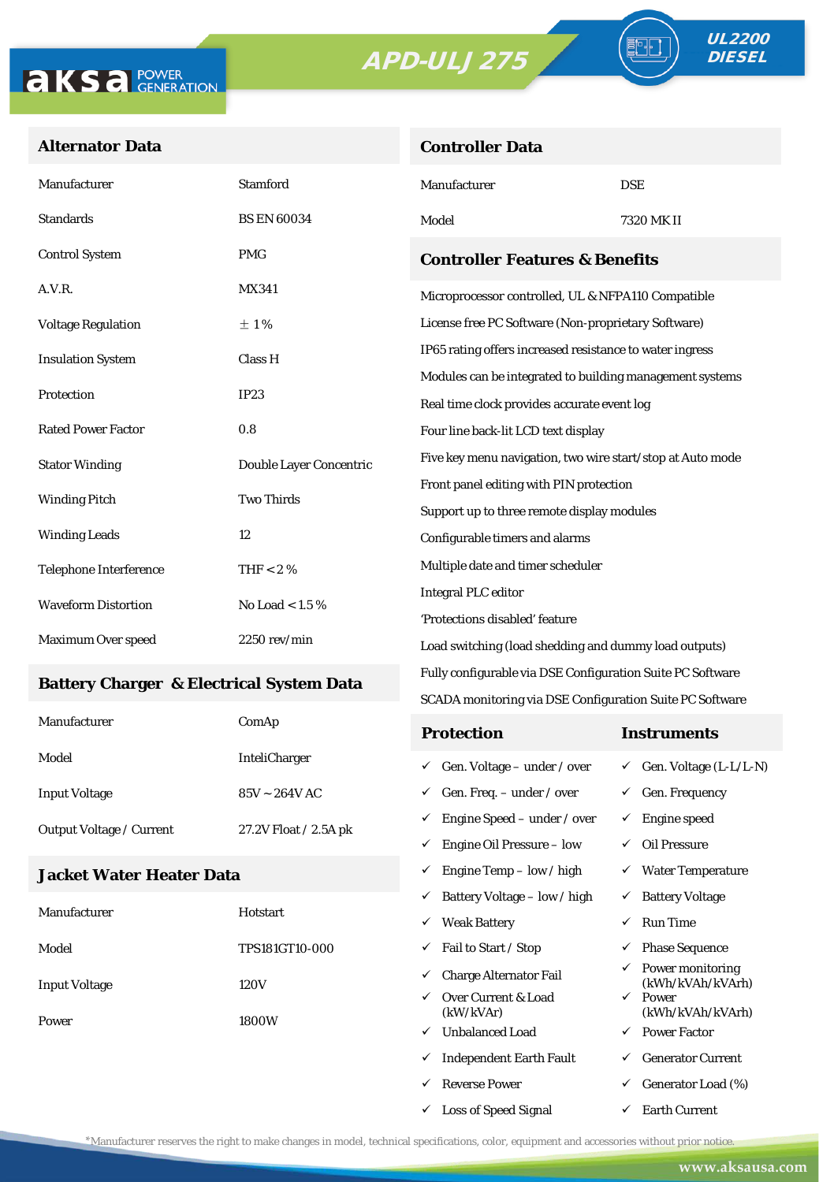aksa POWER GENERATION

# APD-ULJ 275

UL2200 DIESEL

## Alternator Data

| | |
|---|---|
| Manufacturer | Stamford |
| Standards | BS EN 60034 |
| Control System | PMG |
| A.V.R. | MX341 |
| Voltage Regulation | ± 1 % |
| Insulation System | Class H |
| Protection | IP23 |
| Rated Power Factor | 0.8 |
| Stator Winding | Double Layer Concentric |
| Winding Pitch | Two Thirds |
| Winding Leads | 12 |
| Telephone Interference | THF < 2 % |
| Waveform Distortion | No Load < 1.5 % |
| Maximum Over speed | 2250 rev/min |

## Battery Charger & Electrical System Data

| | |
|---|---|
| Manufacturer | ComAp |
| Model | InteliCharger |
| Input Voltage | 85V ~ 264V AC |
| Output Voltage / Current | 27.2V Float / 2.5A pk |

## Jacket Water Heater Data

| | |
|---|---|
| Manufacturer | Hotstart |
| Model | TPS181GT10-000 |
| Input Voltage | 120V |
| Power | 1800W |

## Controller Data

| | |
|---|---|
| Manufacturer | DSE |
| Model | 7320 MK II |

## Controller Features & Benefits

- Microprocessor controlled, UL & NFPA110 Compatible
- License free PC Software (Non-proprietary Software)
- IP65 rating offers increased resistance to water ingress
- Modules can be integrated to building management systems
- Real time clock provides accurate event log
- Four line back-lit LCD text display
- Five key menu navigation, two wire start/stop at Auto mode
- Front panel editing with PIN protection
- Support up to three remote display modules
- Configurable timers and alarms
- Multiple date and timer scheduler
- Integral PLC editor
- 'Protections disabled' feature
- Load switching (load shedding and dummy load outputs)
- Fully configurable via DSE Configuration Suite PC Software
- SCADA monitoring via DSE Configuration Suite PC Software

| Protection | Instruments |
|---|---|
| ✓ Gen. Voltage – under / over | ✓ Gen. Voltage (L-L/L-N) |
| ✓ Gen. Freq. – under / over | ✓ Gen. Frequency |
| ✓ Engine Speed – under / over | ✓ Engine speed |
| ✓ Engine Oil Pressure – low | ✓ Oil Pressure |
| ✓ Engine Temp – low / high | ✓ Water Temperature |
| ✓ Battery Voltage – low / high | ✓ Battery Voltage |
| ✓ Weak Battery | ✓ Run Time |
| ✓ Fail to Start / Stop | ✓ Phase Sequence |
| ✓ Charge Alternator Fail | ✓ Power monitoring (kWh/kVAh/kVArh) |
| ✓ Over Current & Load (kW/kVAr) | ✓ Power (kWh/kVAh/kVArh) |
| ✓ Unbalanced Load | ✓ Power Factor |
| ✓ Independent Earth Fault | ✓ Generator Current |
| ✓ Reverse Power | ✓ Generator Load (%) |
| ✓ Loss of Speed Signal | ✓ Earth Current |

*Manufacturer reserves the right to make changes in model, technical specifications, color, equipment and accessories without prior notice.

www.aksausa.com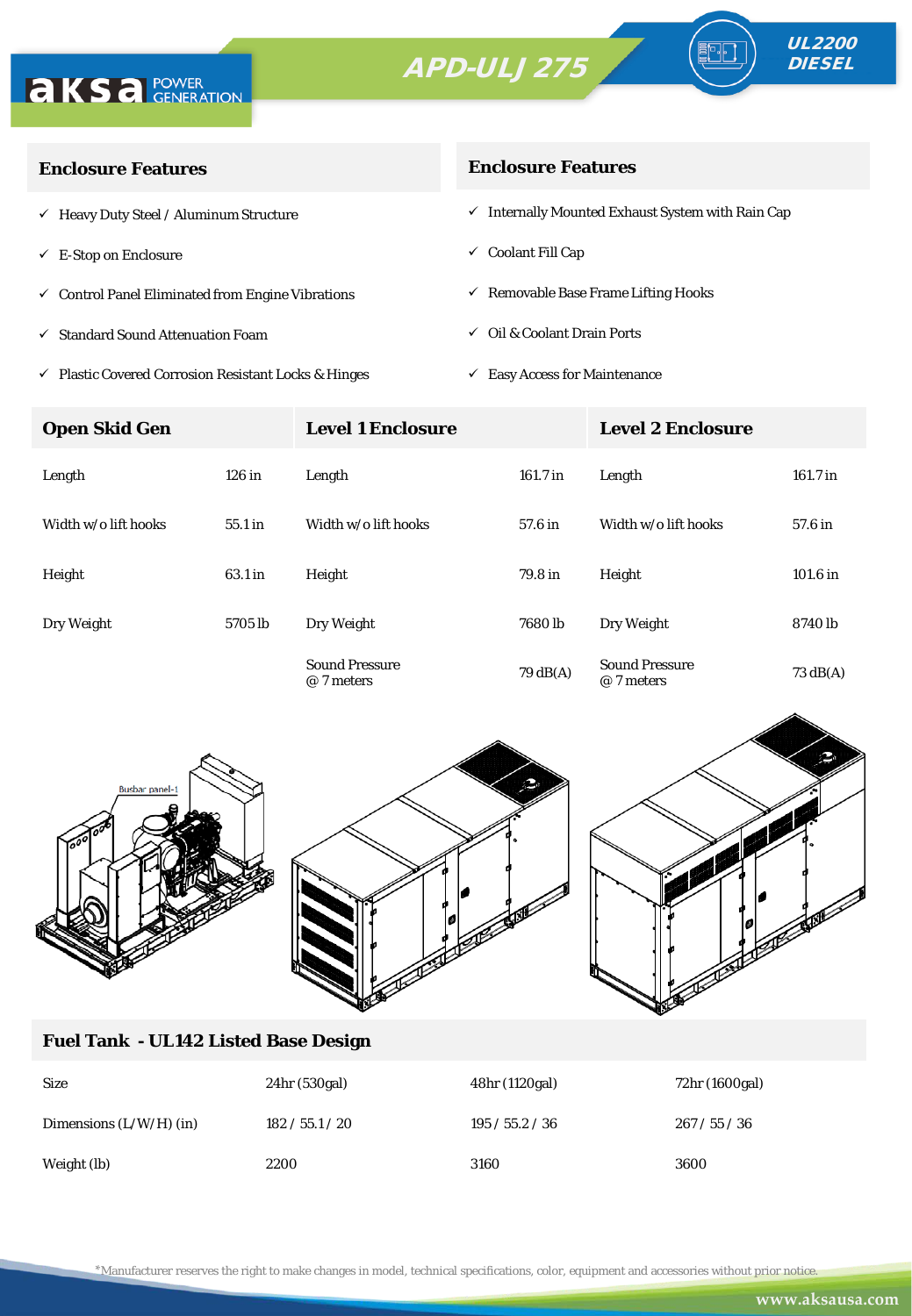# APD-ULJ 275

**UL2200 DIESEL**

## Enclosure Features

- ✓ Heavy Duty Steel / Aluminum Structure
- ✓ E-Stop on Enclosure
- ✓ Control Panel Eliminated from Engine Vibrations
- ✓ Standard Sound Attenuation Foam
- ✓ Plastic Covered Corrosion Resistant Locks & Hinges

## Enclosure Features

- ✓ Internally Mounted Exhaust System with Rain Cap
- ✓ Coolant Fill Cap
- ✓ Removable Base Frame Lifting Hooks
- ✓ Oil & Coolant Drain Ports
- ✓ Easy Access for Maintenance

| Open Skid Gen | | Level 1 Enclosure | | Level 2 Enclosure | |
|---|---|---|---|---|---|
| Length | 126 in | Length | 161.7 in | Length | 161.7 in |
| Width w/o lift hooks | 55.1 in | Width w/o lift hooks | 57.6 in | Width w/o lift hooks | 57.6 in |
| Height | 63.1 in | Height | 79.8 in | Height | 101.6 in |
| Dry Weight | 5705 lb | Dry Weight | 7680 lb | Dry Weight | 8740 lb |
| | | Sound Pressure @ 7 meters | 79 dB(A) | Sound Pressure @ 7 meters | 73 dB(A) |

## Fuel Tank - UL142 Listed Base Design

| Size | 24hr (530gal) | 48hr (1120gal) | 72hr (1600gal) |
|---|---|---|---|
| Dimensions (L/W/H) (in) | 182 / 55.1 / 20 | 195 / 55.2 / 36 | 267 / 55 / 36 |
| Weight (lb) | 2200 | 3160 | 3600 |

*Manufacturer reserves the right to make changes in model, technical specifications, color, equipment and accessories without prior notice.

www.aksausa.com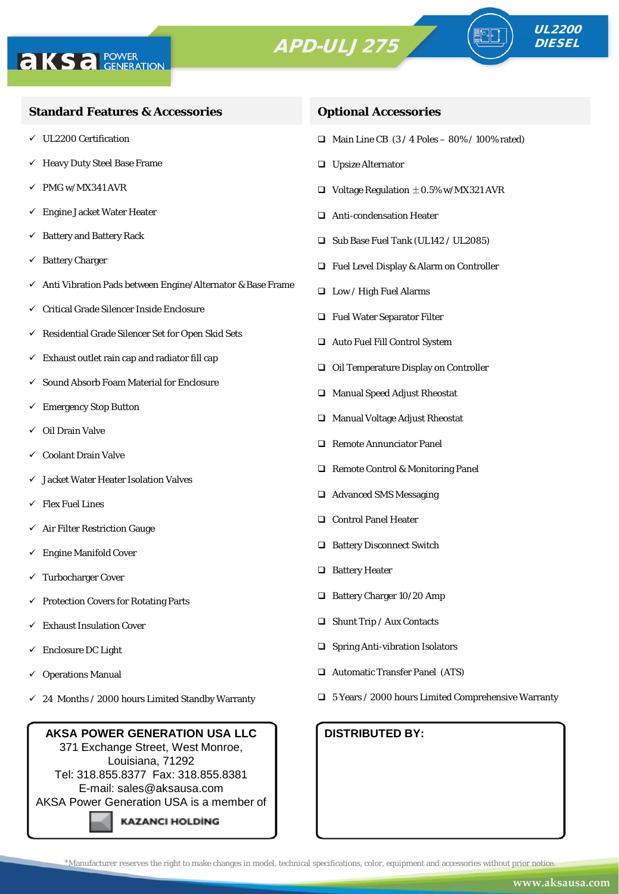aksa POWER GENERATION

# APD-ULJ 275

UL2200 DIESEL

## Standard Features & Accessories

- ✓ UL2200 Certification
- ✓ Heavy Duty Steel Base Frame
- ✓ PMG w/ MX341 AVR
- ✓ Engine Jacket Water Heater
- ✓ Battery and Battery Rack
- ✓ Battery Charger
- ✓ Anti Vibration Pads between Engine/Alternator & Base Frame
- ✓ Critical Grade Silencer Inside Enclosure
- ✓ Residential Grade Silencer Set for Open Skid Sets
- ✓ Exhaust outlet rain cap and radiator fill cap
- ✓ Sound Absorb Foam Material for Enclosure
- ✓ Emergency Stop Button
- ✓ Oil Drain Valve
- ✓ Coolant Drain Valve
- ✓ Jacket Water Heater Isolation Valves
- ✓ Flex Fuel Lines
- ✓ Air Filter Restriction Gauge
- ✓ Engine Manifold Cover
- ✓ Turbocharger Cover
- ✓ Protection Covers for Rotating Parts
- ✓ Exhaust Insulation Cover
- ✓ Enclosure DC Light
- ✓ Operations Manual
- ✓ 24 Months / 2000 hours Limited Standby Warranty

## Optional Accessories

- ❑ Main Line CB (3 / 4 Poles – 80% / 100% rated)
- ❑ Upsize Alternator
- ❑ Voltage Regulation ± 0.5% w/ MX321 AVR
- ❑ Anti-condensation Heater
- ❑ Sub Base Fuel Tank (UL142 / UL2085)
- ❑ Fuel Level Display & Alarm on Controller
- ❑ Low / High Fuel Alarms
- ❑ Fuel Water Separator Filter
- ❑ Auto Fuel Fill Control System
- ❑ Oil Temperature Display on Controller
- ❑ Manual Speed Adjust Rheostat
- ❑ Manual Voltage Adjust Rheostat
- ❑ Remote Annunciator Panel
- ❑ Remote Control & Monitoring Panel
- ❑ Advanced SMS Messaging
- ❑ Control Panel Heater
- ❑ Battery Disconnect Switch
- ❑ Battery Heater
- ❑ Battery Charger 10/20 Amp
- ❑ Shunt Trip / Aux Contacts
- ❑ Spring Anti-vibration Isolators
- ❑ Automatic Transfer Panel (ATS)
- ❑ 5 Years / 2000 hours Limited Comprehensive Warranty

**AKSA POWER GENERATION USA LLC**
371 Exchange Street, West Monroe,
Louisiana, 71292
Tel: 318.855.8377 Fax: 318.855.8381
E-mail: sales@aksausa.com
AKSA Power Generation USA is a member of
KAZANCI HOLDİNG

**DISTRIBUTED BY:**

*Manufacturer reserves the right to make changes in model, technical specifications, color, equipment and accessories without prior notice.

www.aksausa.com